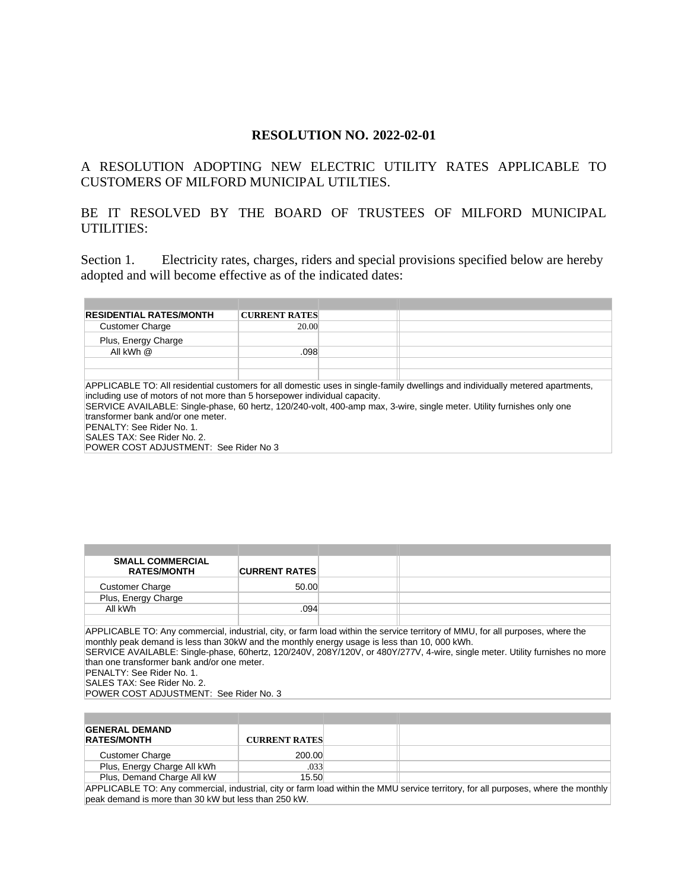# RESOLUTION NO. 2022-02-01

A RESOLUTION ADOPTING NEW ELECTRIC UTILITY RATES APPLICABLE TO CUSTOMERS OF MILFORD MUNICIPAL UTILTIES.

BE IT RESOLVED BY THE BOARD OF TRUSTEES OF MILFORD MUNICIPAL UTILITIES:

Section 1. Electricity rates, charges, riders and special provisions specified below are hereby adopted and will become effective as of the indicated dates:

| RESIDENTIAL RATES/MONTH | CURRENT RATES | | |
|---|---|---|---|
| Customer Charge | 20.00 | | |
| Plus, Energy Charge | | | |
| All kWh @ | .098 | | |
| | | | |
| | | | |

APPLICABLE TO: All residential customers for all domestic uses in single-family dwellings and individually metered apartments, including use of motors of not more than 5 horsepower individual capacity.
SERVICE AVAILABLE: Single-phase, 60 hertz, 120/240-volt, 400-amp max, 3-wire, single meter. Utility furnishes only one transformer bank and/or one meter.
PENALTY: See Rider No. 1.
SALES TAX: See Rider No. 2.
POWER COST ADJUSTMENT: See Rider No 3

| SMALL COMMERCIAL RATES/MONTH | CURRENT RATES | | |
|---|---|---|---|
| Customer Charge | 50.00 | | |
| Plus, Energy Charge | | | |
| All kWh | .094 | | |
| | | | |

APPLICABLE TO: Any commercial, industrial, city, or farm load within the service territory of MMU, for all purposes, where the monthly peak demand is less than 30kW and the monthly energy usage is less than 10, 000 kWh.
SERVICE AVAILABLE: Single-phase, 60hertz, 120/240V, 208Y/120V, or 480Y/277V, 4-wire, single meter. Utility furnishes no more than one transformer bank and/or one meter.
PENALTY: See Rider No. 1.
SALES TAX: See Rider No. 2.
POWER COST ADJUSTMENT: See Rider No. 3

| GENERAL DEMAND RATES/MONTH | CURRENT RATES | | |
|---|---|---|---|
| Customer Charge | 200.00 | | |
| Plus, Energy Charge All kWh | .033 | | |
| Plus, Demand Charge All kW | 15.50 | | |

APPLICABLE TO: Any commercial, industrial, city or farm load within the MMU service territory, for all purposes, where the monthly peak demand is more than 30 kW but less than 250 kW.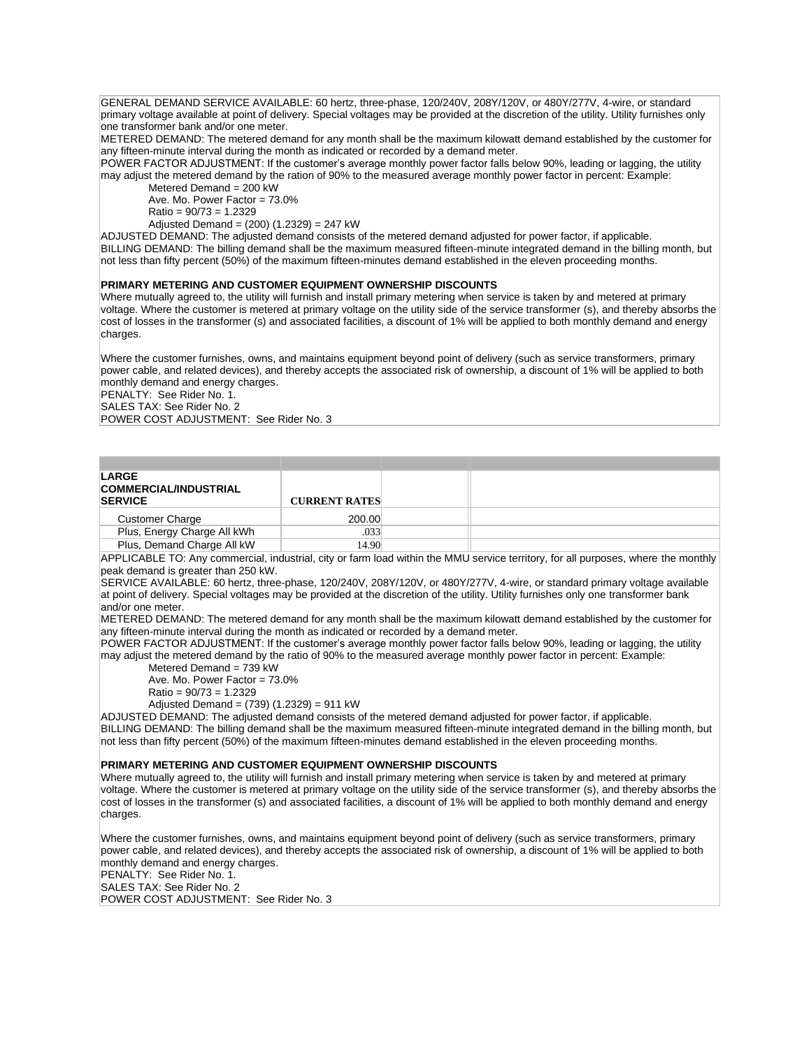GENERAL DEMAND SERVICE AVAILABLE: 60 hertz, three-phase, 120/240V, 208Y/120V, or 480Y/277V, 4-wire, or standard primary voltage available at point of delivery. Special voltages may be provided at the discretion of the utility. Utility furnishes only one transformer bank and/or one meter.

METERED DEMAND: The metered demand for any month shall be the maximum kilowatt demand established by the customer for any fifteen-minute interval during the month as indicated or recorded by a demand meter.

POWER FACTOR ADJUSTMENT: If the customer's average monthly power factor falls below 90%, leading or lagging, the utility may adjust the metered demand by the ration of 90% to the measured average monthly power factor in percent: Example:

Metered Demand = 200 kW
Ave. Mo. Power Factor = 73.0%
Ratio = 90/73 = 1.2329
Adjusted Demand = (200) (1.2329) = 247 kW

ADJUSTED DEMAND: The adjusted demand consists of the metered demand adjusted for power factor, if applicable.

BILLING DEMAND: The billing demand shall be the maximum measured fifteen-minute integrated demand in the billing month, but not less than fifty percent (50%) of the maximum fifteen-minutes demand established in the eleven proceeding months.

**PRIMARY METERING AND CUSTOMER EQUIPMENT OWNERSHIP DISCOUNTS**

Where mutually agreed to, the utility will furnish and install primary metering when service is taken by and metered at primary voltage. Where the customer is metered at primary voltage on the utility side of the service transformer (s), and thereby absorbs the cost of losses in the transformer (s) and associated facilities, a discount of 1% will be applied to both monthly demand and energy charges.

Where the customer furnishes, owns, and maintains equipment beyond point of delivery (such as service transformers, primary power cable, and related devices), and thereby accepts the associated risk of ownership, a discount of 1% will be applied to both monthly demand and energy charges.

PENALTY: See Rider No. 1.
SALES TAX: See Rider No. 2
POWER COST ADJUSTMENT: See Rider No. 3

| LARGE COMMERCIAL/INDUSTRIAL SERVICE | CURRENT RATES | | |
|---|---|---|---|
| Customer Charge | 200.00 | | |
| Plus, Energy Charge All kWh | .033 | | |
| Plus, Demand Charge All kW | 14.90 | | |

APPLICABLE TO: Any commercial, industrial, city or farm load within the MMU service territory, for all purposes, where the monthly peak demand is greater than 250 kW.

SERVICE AVAILABLE: 60 hertz, three-phase, 120/240V, 208Y/120V, or 480Y/277V, 4-wire, or standard primary voltage available at point of delivery. Special voltages may be provided at the discretion of the utility. Utility furnishes only one transformer bank and/or one meter.

METERED DEMAND: The metered demand for any month shall be the maximum kilowatt demand established by the customer for any fifteen-minute interval during the month as indicated or recorded by a demand meter.

POWER FACTOR ADJUSTMENT: If the customer's average monthly power factor falls below 90%, leading or lagging, the utility may adjust the metered demand by the ratio of 90% to the measured average monthly power factor in percent: Example:

Metered Demand = 739 kW
Ave. Mo. Power Factor = 73.0%
Ratio = 90/73 = 1.2329
Adjusted Demand = (739) (1.2329) = 911 kW

ADJUSTED DEMAND: The adjusted demand consists of the metered demand adjusted for power factor, if applicable.

BILLING DEMAND: The billing demand shall be the maximum measured fifteen-minute integrated demand in the billing month, but not less than fifty percent (50%) of the maximum fifteen-minutes demand established in the eleven proceeding months.

**PRIMARY METERING AND CUSTOMER EQUIPMENT OWNERSHIP DISCOUNTS**

Where mutually agreed to, the utility will furnish and install primary metering when service is taken by and metered at primary voltage. Where the customer is metered at primary voltage on the utility side of the service transformer (s), and thereby absorbs the cost of losses in the transformer (s) and associated facilities, a discount of 1% will be applied to both monthly demand and energy charges.

Where the customer furnishes, owns, and maintains equipment beyond point of delivery (such as service transformers, primary power cable, and related devices), and thereby accepts the associated risk of ownership, a discount of 1% will be applied to both monthly demand and energy charges.

PENALTY: See Rider No. 1.
SALES TAX: See Rider No. 2
POWER COST ADJUSTMENT: See Rider No. 3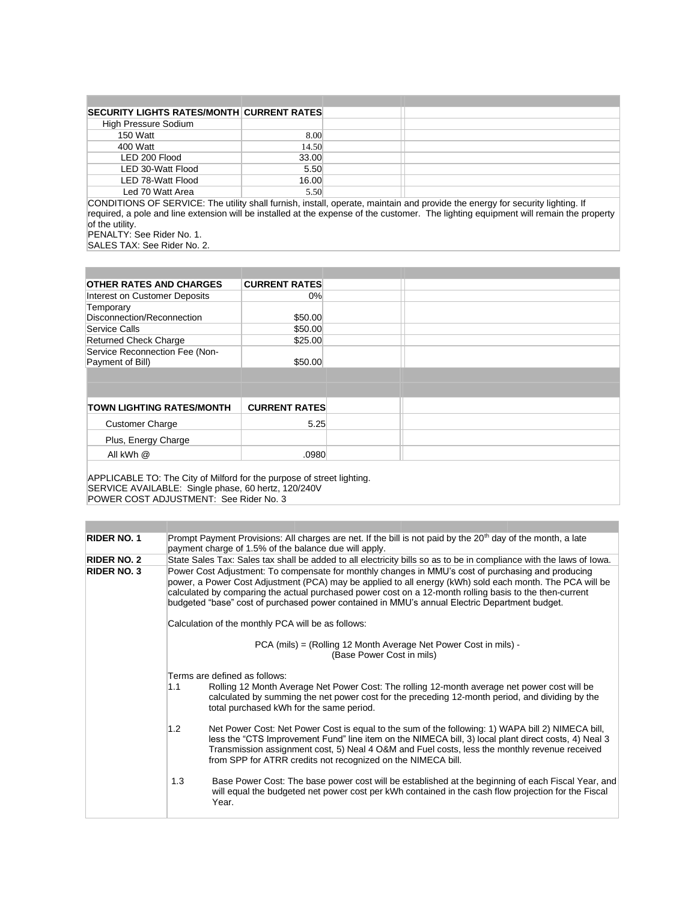| SECURITY LIGHTS RATES/MONTH | CURRENT RATES | | |
|---|---|---|---|
| High Pressure Sodium | | | |
| 150 Watt | 8.00 | | |
| 400 Watt | 14.50 | | |
| LED 200 Flood | 33.00 | | |
| LED 30-Watt Flood | 5.50 | | |
| LED 78-Watt Flood | 16.00 | | |
| Led 70 Watt Area | 5.50 | | |

CONDITIONS OF SERVICE: The utility shall furnish, install, operate, maintain and provide the energy for security lighting. If required, a pole and line extension will be installed at the expense of the customer. The lighting equipment will remain the property of the utility.
PENALTY: See Rider No. 1.
SALES TAX: See Rider No. 2.

| OTHER RATES AND CHARGES | CURRENT RATES | | |
|---|---|---|---|
| Interest on Customer Deposits | 0% | | |
| Temporary Disconnection/Reconnection | $50.00 | | |
| Service Calls | $50.00 | | |
| Returned Check Charge | $25.00 | | |
| Service Reconnection Fee (Non-Payment of Bill) | $50.00 | | |

| TOWN LIGHTING RATES/MONTH | CURRENT RATES | | |
|---|---|---|---|
| Customer Charge | 5.25 | | |
| Plus, Energy Charge | | | |
| All kWh @ | .0980 | | |

APPLICABLE TO: The City of Milford for the purpose of street lighting.
SERVICE AVAILABLE: Single phase, 60 hertz, 120/240V
POWER COST ADJUSTMENT: See Rider No. 3

**RIDER NO. 1** — Prompt Payment Provisions: All charges are net. If the bill is not paid by the 20th day of the month, a late payment charge of 1.5% of the balance due will apply.

**RIDER NO. 2** — State Sales Tax: Sales tax shall be added to all electricity bills so as to be in compliance with the laws of Iowa.

**RIDER NO. 3** — Power Cost Adjustment: To compensate for monthly changes in MMU's cost of purchasing and producing power, a Power Cost Adjustment (PCA) may be applied to all energy (kWh) sold each month. The PCA will be calculated by comparing the actual purchased power cost on a 12-month rolling basis to the then-current budgeted "base" cost of purchased power contained in MMU's annual Electric Department budget.

Calculation of the monthly PCA will be as follows:

PCA (mils) = (Rolling 12 Month Average Net Power Cost in mils) - (Base Power Cost in mils)

Terms are defined as follows:

1.1 Rolling 12 Month Average Net Power Cost: The rolling 12-month average net power cost will be calculated by summing the net power cost for the preceding 12-month period, and dividing by the total purchased kWh for the same period.

1.2 Net Power Cost: Net Power Cost is equal to the sum of the following: 1) WAPA bill 2) NIMECA bill, less the "CTS Improvement Fund" line item on the NIMECA bill, 3) local plant direct costs, 4) Neal 3 Transmission assignment cost, 5) Neal 4 O&M and Fuel costs, less the monthly revenue received from SPP for ATRR credits not recognized on the NIMECA bill.

1.3 Base Power Cost: The base power cost will be established at the beginning of each Fiscal Year, and will equal the budgeted net power cost per kWh contained in the cash flow projection for the Fiscal Year.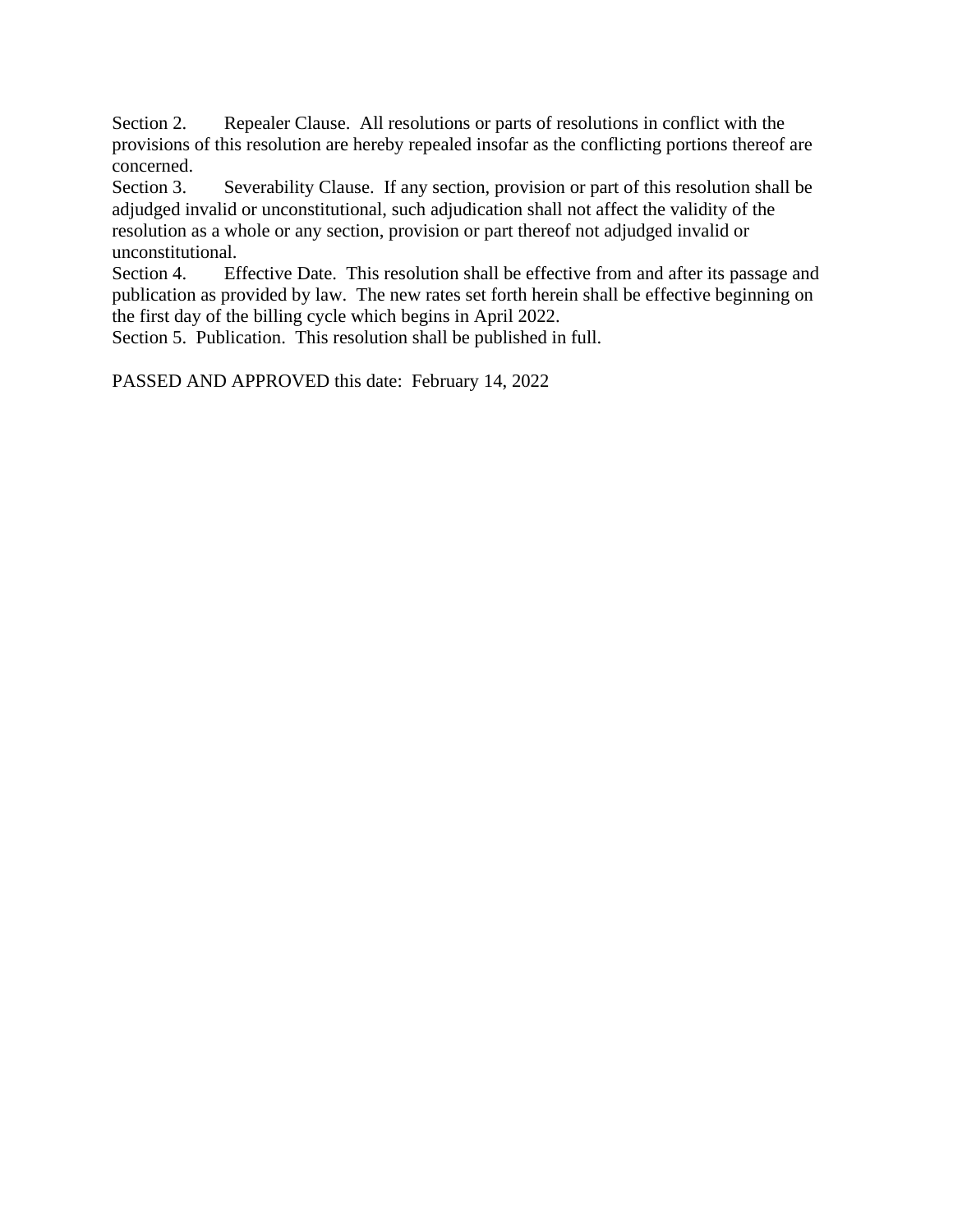Section 2. Repealer Clause. All resolutions or parts of resolutions in conflict with the provisions of this resolution are hereby repealed insofar as the conflicting portions thereof are concerned.

Section 3. Severability Clause. If any section, provision or part of this resolution shall be adjudged invalid or unconstitutional, such adjudication shall not affect the validity of the resolution as a whole or any section, provision or part thereof not adjudged invalid or unconstitutional.

Section 4. Effective Date. This resolution shall be effective from and after its passage and publication as provided by law. The new rates set forth herein shall be effective beginning on the first day of the billing cycle which begins in April 2022.

Section 5. Publication. This resolution shall be published in full.

PASSED AND APPROVED this date: February 14, 2022